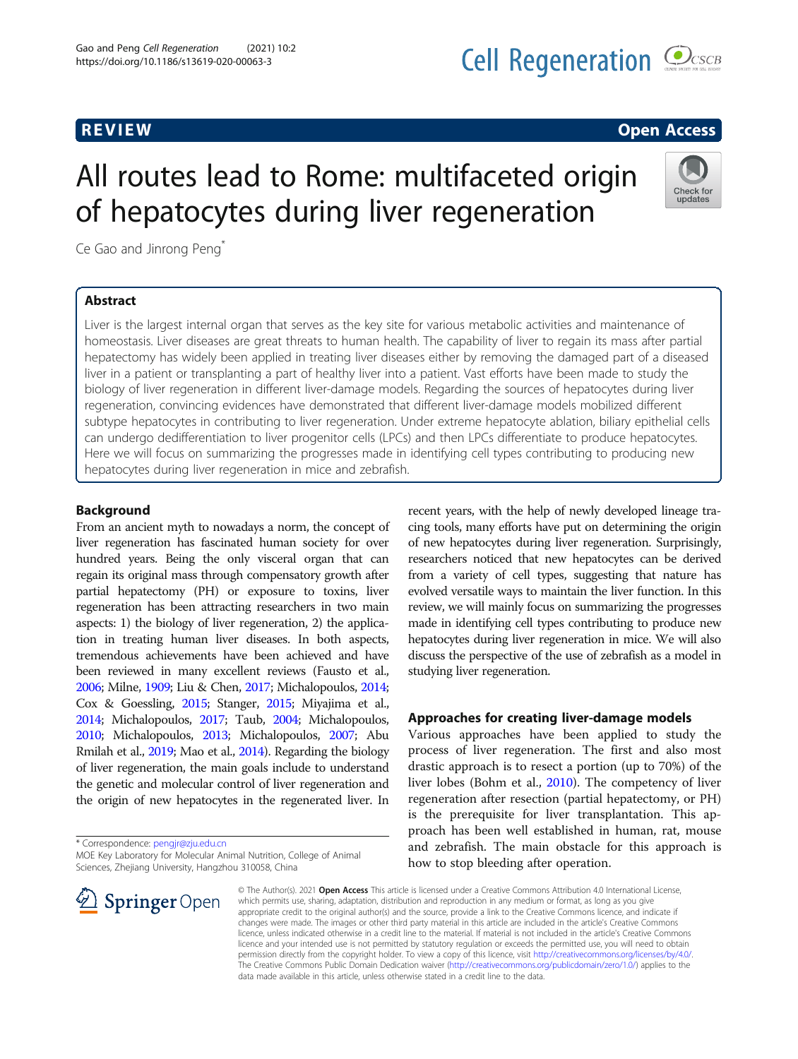REVIEW Open Access

# All routes lead to Rome: multifaceted origin of hepatocytes during liver regeneration

Ce Gao and Jinrong Peng*

## Abstract

Liver is the largest internal organ that serves as the key site for various metabolic activities and maintenance of homeostasis. Liver diseases are great threats to human health. The capability of liver to regain its mass after partial hepatectomy has widely been applied in treating liver diseases either by removing the damaged part of a diseased liver in a patient or transplanting a part of healthy liver into a patient. Vast efforts have been made to study the biology of liver regeneration in different liver-damage models. Regarding the sources of hepatocytes during liver regeneration, convincing evidences have demonstrated that different liver-damage models mobilized different subtype hepatocytes in contributing to liver regeneration. Under extreme hepatocyte ablation, biliary epithelial cells can undergo dedifferentiation to liver progenitor cells (LPCs) and then LPCs differentiate to produce hepatocytes. Here we will focus on summarizing the progresses made in identifying cell types contributing to producing new hepatocytes during liver regeneration in mice and zebrafish.

## Background

From an ancient myth to nowadays a norm, the concept of liver regeneration has fascinated human society for over hundred years. Being the only visceral organ that can regain its original mass through compensatory growth after partial hepatectomy (PH) or exposure to toxins, liver regeneration has been attracting researchers in two main aspects: 1) the biology of liver regeneration, 2) the application in treating human liver diseases. In both aspects, tremendous achievements have been achieved and have been reviewed in many excellent reviews (Fausto et al., 2006; Milne, 1909; Liu & Chen, 2017; Michalopoulos, 2014; Cox & Goessling, 2015; Stanger, 2015; Miyajima et al., 2014; Michalopoulos, 2017; Taub, 2004; Michalopoulos, 2010; Michalopoulos, 2013; Michalopoulos, 2007; Abu Rmilah et al., 2019; Mao et al., 2014). Regarding the biology of liver regeneration, the main goals include to understand the genetic and molecular control of liver regeneration and the origin of new hepatocytes in the regenerated liver. In recent years, with the help of newly developed lineage tracing tools, many efforts have put on determining the origin of new hepatocytes during liver regeneration. Surprisingly, researchers noticed that new hepatocytes can be derived from a variety of cell types, suggesting that nature has evolved versatile ways to maintain the liver function. In this review, we will mainly focus on summarizing the progresses made in identifying cell types contributing to produce new hepatocytes during liver regeneration in mice. We will also discuss the perspective of the use of zebrafish as a model in studying liver regeneration.

## Approaches for creating liver-damage models

Various approaches have been applied to study the process of liver regeneration. The first and also most drastic approach is to resect a portion (up to 70%) of the liver lobes (Bohm et al., 2010). The competency of liver regeneration after resection (partial hepatectomy, or PH) is the prerequisite for liver transplantation. This approach has been well established in human, rat, mouse and zebrafish. The main obstacle for this approach is how to stop bleeding after operation.

* Correspondence: pengjr@zju.edu.cn
MOE Key Laboratory for Molecular Animal Nutrition, College of Animal Sciences, Zhejiang University, Hangzhou 310058, China

© The Author(s). 2021 **Open Access** This article is licensed under a Creative Commons Attribution 4.0 International License, which permits use, sharing, adaptation, distribution and reproduction in any medium or format, as long as you give appropriate credit to the original author(s) and the source, provide a link to the Creative Commons licence, and indicate if changes were made. The images or other third party material in this article are included in the article's Creative Commons licence, unless indicated otherwise in a credit line to the material. If material is not included in the article's Creative Commons licence and your intended use is not permitted by statutory regulation or exceeds the permitted use, you will need to obtain permission directly from the copyright holder. To view a copy of this licence, visit http://creativecommons.org/licenses/by/4.0/. The Creative Commons Public Domain Dedication waiver (http://creativecommons.org/publicdomain/zero/1.0/) applies to the data made available in this article, unless otherwise stated in a credit line to the data.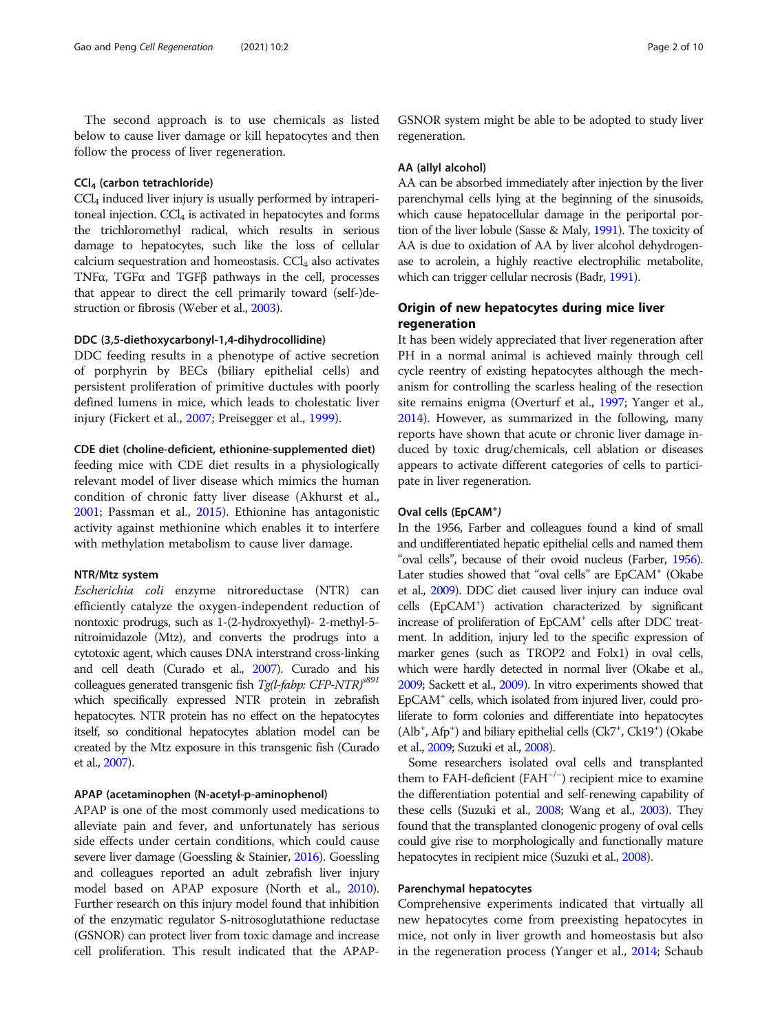The second approach is to use chemicals as listed below to cause liver damage or kill hepatocytes and then follow the process of liver regeneration.

#### $CCl_4$ (carbon tetrachloride)

$CCl_4$ induced liver injury is usually performed by intraperitoneal injection. $CCl_4$ is activated in hepatocytes and forms the trichloromethyl radical, which results in serious damage to hepatocytes, such like the loss of cellular calcium sequestration and homeostasis. $CCl_4$ also activates TNFα, TGFα and TGFβ pathways in the cell, processes that appear to direct the cell primarily toward (self-)destruction or fibrosis (Weber et al., 2003).

#### DDC (3,5-diethoxycarbonyl-1,4-dihydrocollidine)

DDC feeding results in a phenotype of active secretion of porphyrin by BECs (biliary epithelial cells) and persistent proliferation of primitive ductules with poorly defined lumens in mice, which leads to cholestatic liver injury (Fickert et al., 2007; Preisegger et al., 1999).

#### CDE diet (choline-deficient, ethionine-supplemented diet)

feeding mice with CDE diet results in a physiologically relevant model of liver disease which mimics the human condition of chronic fatty liver disease (Akhurst et al., 2001; Passman et al., 2015). Ethionine has antagonistic activity against methionine which enables it to interfere with methylation metabolism to cause liver damage.

#### NTR/Mtz system

*Escherichia coli* enzyme nitroreductase (NTR) can efficiently catalyze the oxygen-independent reduction of nontoxic prodrugs, such as 1-(2-hydroxyethyl)- 2-methyl-5-nitroimidazole (Mtz), and converts the prodrugs into a cytotoxic agent, which causes DNA interstrand cross-linking and cell death (Curado et al., 2007). Curado and his colleagues generated transgenic fish *Tg(l-fabp: CFP-NTR)*$^{s891}$ which specifically expressed NTR protein in zebrafish hepatocytes. NTR protein has no effect on the hepatocytes itself, so conditional hepatocytes ablation model can be created by the Mtz exposure in this transgenic fish (Curado et al., 2007).

#### APAP (acetaminophen (N-acetyl-p-aminophenol)

APAP is one of the most commonly used medications to alleviate pain and fever, and unfortunately has serious side effects under certain conditions, which could cause severe liver damage (Goessling & Stainier, 2016). Goessling and colleagues reported an adult zebrafish liver injury model based on APAP exposure (North et al., 2010). Further research on this injury model found that inhibition of the enzymatic regulator S-nitrosoglutathione reductase (GSNOR) can protect liver from toxic damage and increase cell proliferation. This result indicated that the APAP-GSNOR system might be able to be adopted to study liver regeneration.

#### AA (allyl alcohol)

AA can be absorbed immediately after injection by the liver parenchymal cells lying at the beginning of the sinusoids, which cause hepatocellular damage in the periportal portion of the liver lobule (Sasse & Maly, 1991). The toxicity of AA is due to oxidation of AA by liver alcohol dehydrogenase to acrolein, a highly reactive electrophilic metabolite, which can trigger cellular necrosis (Badr, 1991).

## Origin of new hepatocytes during mice liver regeneration

It has been widely appreciated that liver regeneration after PH in a normal animal is achieved mainly through cell cycle reentry of existing hepatocytes although the mechanism for controlling the scarless healing of the resection site remains enigma (Overturf et al., 1997; Yanger et al., 2014). However, as summarized in the following, many reports have shown that acute or chronic liver damage induced by toxic drug/chemicals, cell ablation or diseases appears to activate different categories of cells to participate in liver regeneration.

#### Oval cells (EpCAM$^+$)

In the 1956, Farber and colleagues found a kind of small and undifferentiated hepatic epithelial cells and named them "oval cells", because of their ovoid nucleus (Farber, 1956). Later studies showed that "oval cells" are EpCAM$^+$ (Okabe et al., 2009). DDC diet caused liver injury can induce oval cells (EpCAM$^+$) activation characterized by significant increase of proliferation of EpCAM$^+$ cells after DDC treatment. In addition, injury led to the specific expression of marker genes (such as TROP2 and Folx1) in oval cells, which were hardly detected in normal liver (Okabe et al., 2009; Sackett et al., 2009). In vitro experiments showed that EpCAM$^+$ cells, which isolated from injured liver, could proliferate to form colonies and differentiate into hepatocytes (Alb$^+$, Afp$^+$) and biliary epithelial cells (Ck7$^+$, Ck19$^+$) (Okabe et al., 2009; Suzuki et al., 2008).

Some researchers isolated oval cells and transplanted them to FAH-deficient (FAH$^{-/-}$) recipient mice to examine the differentiation potential and self-renewing capability of these cells (Suzuki et al., 2008; Wang et al., 2003). They found that the transplanted clonogenic progeny of oval cells could give rise to morphologically and functionally mature hepatocytes in recipient mice (Suzuki et al., 2008).

#### Parenchymal hepatocytes

Comprehensive experiments indicated that virtually all new hepatocytes come from preexisting hepatocytes in mice, not only in liver growth and homeostasis but also in the regeneration process (Yanger et al., 2014; Schaub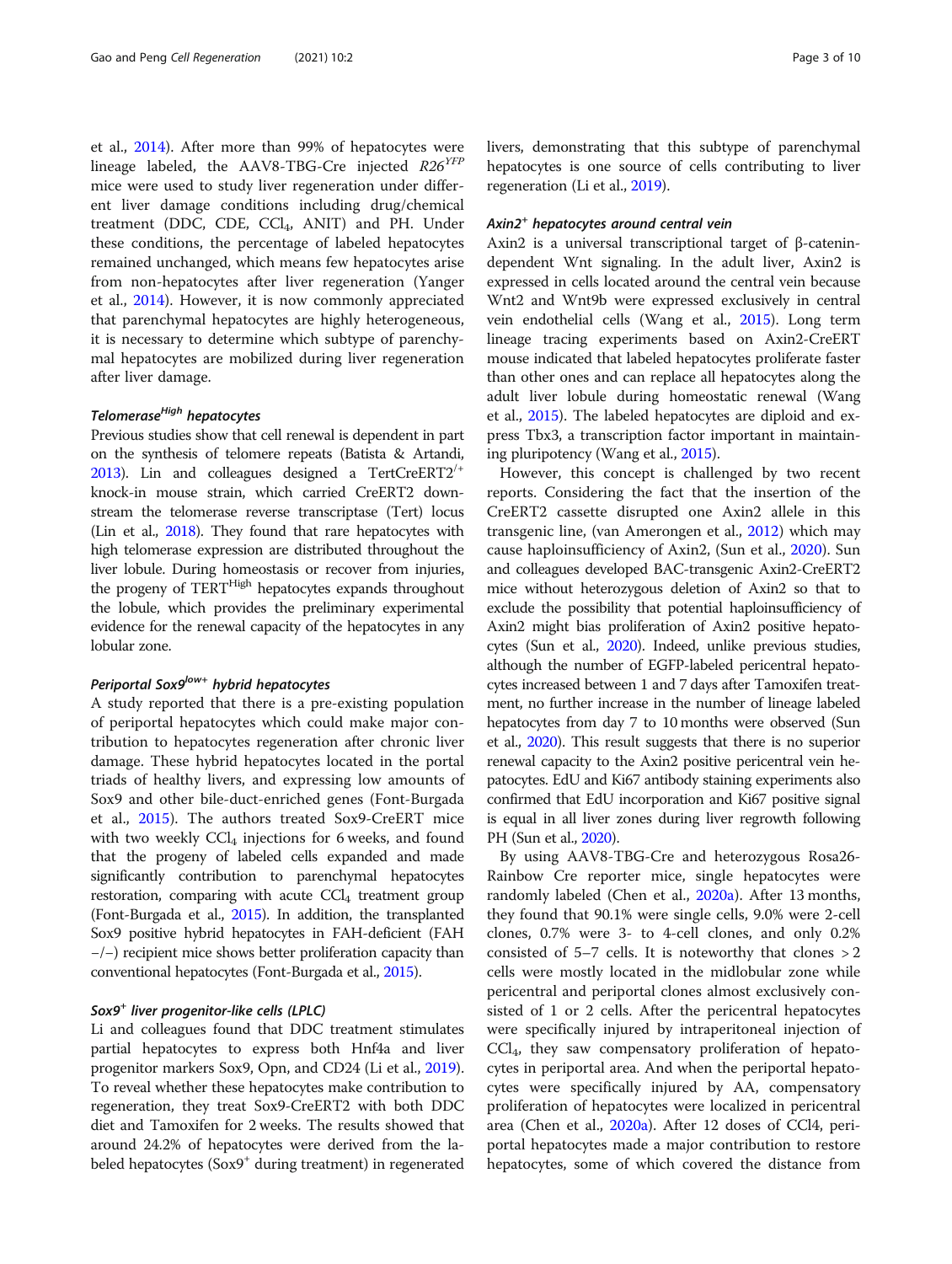et al., 2014). After more than 99% of hepatocytes were lineage labeled, the AAV8-TBG-Cre injected *R26*$^{YFP}$ mice were used to study liver regeneration under different liver damage conditions including drug/chemical treatment (DDC, CDE, $CCl_4$, ANIT) and PH. Under these conditions, the percentage of labeled hepatocytes remained unchanged, which means few hepatocytes arise from non-hepatocytes after liver regeneration (Yanger et al., 2014). However, it is now commonly appreciated that parenchymal hepatocytes are highly heterogeneous, it is necessary to determine which subtype of parenchymal hepatocytes are mobilized during liver regeneration after liver damage.

### *Telomerase*$^{High}$ *hepatocytes*

Previous studies show that cell renewal is dependent in part on the synthesis of telomere repeats (Batista & Artandi, 2013). Lin and colleagues designed a TertCreERT2$^{/+}$ knock-in mouse strain, which carried CreERT2 downstream the telomerase reverse transcriptase (Tert) locus (Lin et al., 2018). They found that rare hepatocytes with high telomerase expression are distributed throughout the liver lobule. During homeostasis or recover from injuries, the progeny of TERT$^{High}$ hepatocytes expands throughout the lobule, which provides the preliminary experimental evidence for the renewal capacity of the hepatocytes in any lobular zone.

### *Periportal Sox9*$^{low+}$ *hybrid hepatocytes*

A study reported that there is a pre-existing population of periportal hepatocytes which could make major contribution to hepatocytes regeneration after chronic liver damage. These hybrid hepatocytes located in the portal triads of healthy livers, and expressing low amounts of Sox9 and other bile-duct-enriched genes (Font-Burgada et al., 2015). The authors treated Sox9-CreERT mice with two weekly $CCl_4$ injections for 6 weeks, and found that the progeny of labeled cells expanded and made significantly contribution to parenchymal hepatocytes restoration, comparing with acute $CCl_4$ treatment group (Font-Burgada et al., 2015). In addition, the transplanted Sox9 positive hybrid hepatocytes in FAH-deficient (FAH −/−) recipient mice shows better proliferation capacity than conventional hepatocytes (Font-Burgada et al., 2015).

### *Sox9*$^{+}$ *liver progenitor-like cells (LPLC)*

Li and colleagues found that DDC treatment stimulates partial hepatocytes to express both Hnf4a and liver progenitor markers Sox9, Opn, and CD24 (Li et al., 2019). To reveal whether these hepatocytes make contribution to regeneration, they treat Sox9-CreERT2 with both DDC diet and Tamoxifen for 2 weeks. The results showed that around 24.2% of hepatocytes were derived from the labeled hepatocytes (Sox9$^{+}$ during treatment) in regenerated livers, demonstrating that this subtype of parenchymal hepatocytes is one source of cells contributing to liver regeneration (Li et al., 2019).

### *Axin2*$^{+}$ *hepatocytes around central vein*

Axin2 is a universal transcriptional target of β-catenin-dependent Wnt signaling. In the adult liver, Axin2 is expressed in cells located around the central vein because Wnt2 and Wnt9b were expressed exclusively in central vein endothelial cells (Wang et al., 2015). Long term lineage tracing experiments based on Axin2-CreERT mouse indicated that labeled hepatocytes proliferate faster than other ones and can replace all hepatocytes along the adult liver lobule during homeostatic renewal (Wang et al., 2015). The labeled hepatocytes are diploid and express Tbx3, a transcription factor important in maintaining pluripotency (Wang et al., 2015).

However, this concept is challenged by two recent reports. Considering the fact that the insertion of the CreERT2 cassette disrupted one Axin2 allele in this transgenic line, (van Amerongen et al., 2012) which may cause haploinsufficiency of Axin2, (Sun et al., 2020). Sun and colleagues developed BAC-transgenic Axin2-CreERT2 mice without heterozygous deletion of Axin2 so that to exclude the possibility that potential haploinsufficiency of Axin2 might bias proliferation of Axin2 positive hepatocytes (Sun et al., 2020). Indeed, unlike previous studies, although the number of EGFP-labeled pericentral hepatocytes increased between 1 and 7 days after Tamoxifen treatment, no further increase in the number of lineage labeled hepatocytes from day 7 to 10 months were observed (Sun et al., 2020). This result suggests that there is no superior renewal capacity to the Axin2 positive pericentral vein hepatocytes. EdU and Ki67 antibody staining experiments also confirmed that EdU incorporation and Ki67 positive signal is equal in all liver zones during liver regrowth following PH (Sun et al., 2020).

By using AAV8-TBG-Cre and heterozygous Rosa26-Rainbow Cre reporter mice, single hepatocytes were randomly labeled (Chen et al., 2020a). After 13 months, they found that 90.1% were single cells, 9.0% were 2-cell clones, 0.7% were 3- to 4-cell clones, and only 0.2% consisted of 5–7 cells. It is noteworthy that clones > 2 cells were mostly located in the midlobular zone while pericentral and periportal clones almost exclusively consisted of 1 or 2 cells. After the pericentral hepatocytes were specifically injured by intraperitoneal injection of $CCl_4$, they saw compensatory proliferation of hepatocytes in periportal area. And when the periportal hepatocytes were specifically injured by AA, compensatory proliferation of hepatocytes were localized in pericentral area (Chen et al., 2020a). After 12 doses of CCl4, periportal hepatocytes made a major contribution to restore hepatocytes, some of which covered the distance from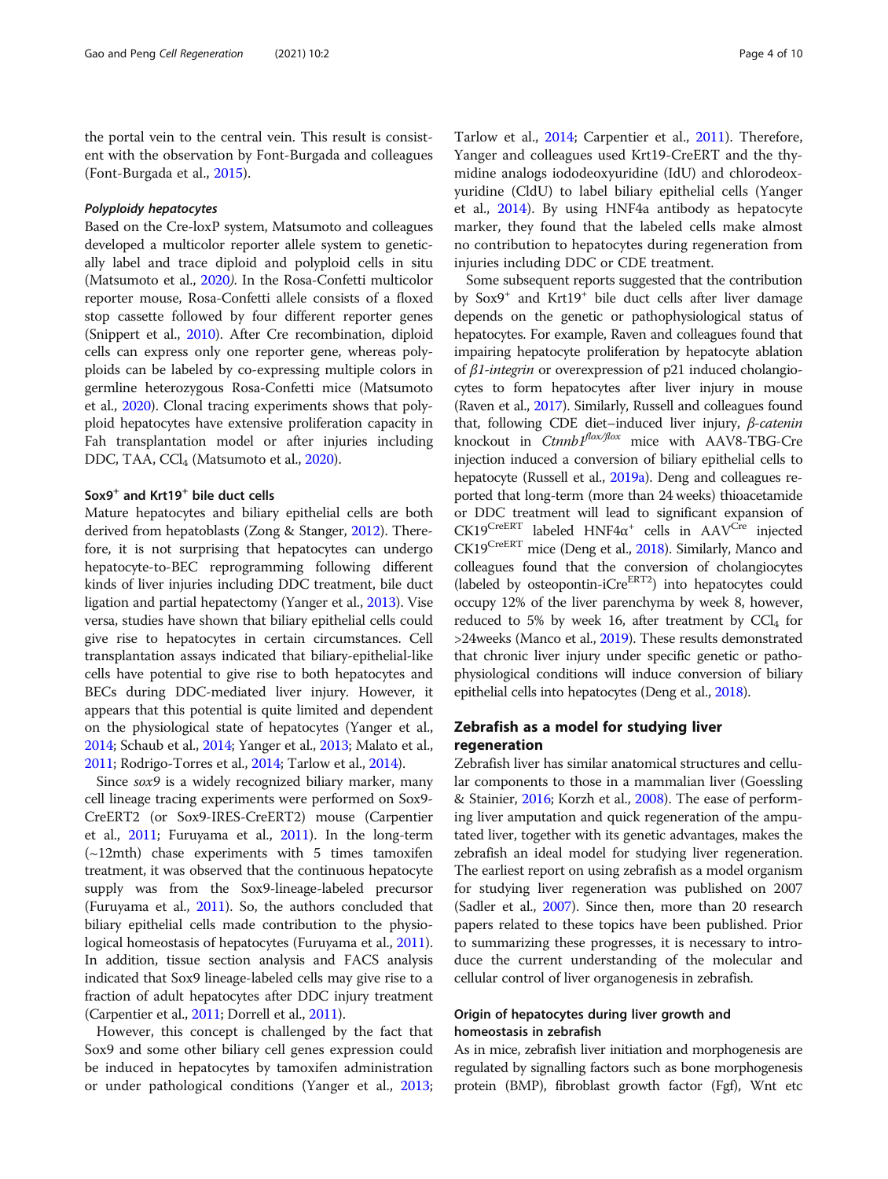the portal vein to the central vein. This result is consistent with the observation by Font-Burgada and colleagues (Font-Burgada et al., 2015).

#### *Polyploidy hepatocytes*

Based on the Cre-loxP system, Matsumoto and colleagues developed a multicolor reporter allele system to genetically label and trace diploid and polyploid cells in situ (Matsumoto et al., 2020). In the Rosa-Confetti multicolor reporter mouse, Rosa-Confetti allele consists of a floxed stop cassette followed by four different reporter genes (Snippert et al., 2010). After Cre recombination, diploid cells can express only one reporter gene, whereas polyploids can be labeled by co-expressing multiple colors in germline heterozygous Rosa-Confetti mice (Matsumoto et al., 2020). Clonal tracing experiments shows that polyploid hepatocytes have extensive proliferation capacity in Fah transplantation model or after injuries including DDC, TAA, $CCl_4$ (Matsumoto et al., 2020).

### Sox9$^+$ and Krt19$^+$ bile duct cells

Mature hepatocytes and biliary epithelial cells are both derived from hepatoblasts (Zong & Stanger, 2012). Therefore, it is not surprising that hepatocytes can undergo hepatocyte-to-BEC reprogramming following different kinds of liver injuries including DDC treatment, bile duct ligation and partial hepatectomy (Yanger et al., 2013). Vise versa, studies have shown that biliary epithelial cells could give rise to hepatocytes in certain circumstances. Cell transplantation assays indicated that biliary-epithelial-like cells have potential to give rise to both hepatocytes and BECs during DDC-mediated liver injury. However, it appears that this potential is quite limited and dependent on the physiological state of hepatocytes (Yanger et al., 2014; Schaub et al., 2014; Yanger et al., 2013; Malato et al., 2011; Rodrigo-Torres et al., 2014; Tarlow et al., 2014).

Since *sox9* is a widely recognized biliary marker, many cell lineage tracing experiments were performed on Sox9-CreERT2 (or Sox9-IRES-CreERT2) mouse (Carpentier et al., 2011; Furuyama et al., 2011). In the long-term (~12mth) chase experiments with 5 times tamoxifen treatment, it was observed that the continuous hepatocyte supply was from the Sox9-lineage-labeled precursor (Furuyama et al., 2011). So, the authors concluded that biliary epithelial cells made contribution to the physiological homeostasis of hepatocytes (Furuyama et al., 2011). In addition, tissue section analysis and FACS analysis indicated that Sox9 lineage-labeled cells may give rise to a fraction of adult hepatocytes after DDC injury treatment (Carpentier et al., 2011; Dorrell et al., 2011).

However, this concept is challenged by the fact that Sox9 and some other biliary cell genes expression could be induced in hepatocytes by tamoxifen administration or under pathological conditions (Yanger et al., 2013; Tarlow et al., 2014; Carpentier et al., 2011). Therefore, Yanger and colleagues used Krt19-CreERT and the thymidine analogs iododeoxyuridine (IdU) and chlorodeoxyuridine (CldU) to label biliary epithelial cells (Yanger et al., 2014). By using HNF4a antibody as hepatocyte marker, they found that the labeled cells make almost no contribution to hepatocytes during regeneration from injuries including DDC or CDE treatment.

Some subsequent reports suggested that the contribution by Sox9$^+$ and Krt19$^+$ bile duct cells after liver damage depends on the genetic or pathophysiological status of hepatocytes. For example, Raven and colleagues found that impairing hepatocyte proliferation by hepatocyte ablation of *β1-integrin* or overexpression of p21 induced cholangiocytes to form hepatocytes after liver injury in mouse (Raven et al., 2017). Similarly, Russell and colleagues found that, following CDE diet–induced liver injury, *β-catenin* knockout in *Ctnnb1$^{flox/flox}$* mice with AAV8-TBG-Cre injection induced a conversion of biliary epithelial cells to hepatocyte (Russell et al., 2019a). Deng and colleagues reported that long-term (more than 24 weeks) thioacetamide or DDC treatment will lead to significant expansion of CK19$^{CreERT}$ labeled HNF4α$^+$ cells in AAV$^{Cre}$ injected CK19$^{CreERT}$ mice (Deng et al., 2018). Similarly, Manco and colleagues found that the conversion of cholangiocytes (labeled by osteopontin-iCre$^{ERT2}$) into hepatocytes could occupy 12% of the liver parenchyma by week 8, however, reduced to 5% by week 16, after treatment by $CCl_4$ for >24weeks (Manco et al., 2019). These results demonstrated that chronic liver injury under specific genetic or pathophysiological conditions will induce conversion of biliary epithelial cells into hepatocytes (Deng et al., 2018).

## Zebrafish as a model for studying liver regeneration

Zebrafish liver has similar anatomical structures and cellular components to those in a mammalian liver (Goessling & Stainier, 2016; Korzh et al., 2008). The ease of performing liver amputation and quick regeneration of the amputated liver, together with its genetic advantages, makes the zebrafish an ideal model for studying liver regeneration. The earliest report on using zebrafish as a model organism for studying liver regeneration was published on 2007 (Sadler et al., 2007). Since then, more than 20 research papers related to these topics have been published. Prior to summarizing these progresses, it is necessary to introduce the current understanding of the molecular and cellular control of liver organogenesis in zebrafish.

### Origin of hepatocytes during liver growth and homeostasis in zebrafish

As in mice, zebrafish liver initiation and morphogenesis are regulated by signalling factors such as bone morphogenesis protein (BMP), fibroblast growth factor (Fgf), Wnt etc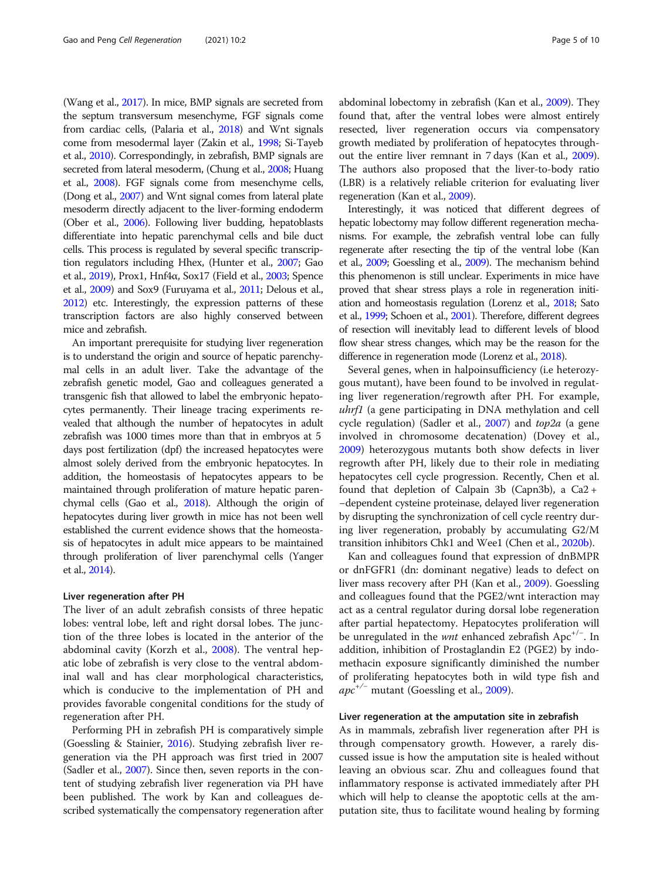(Wang et al., 2017). In mice, BMP signals are secreted from the septum transversum mesenchyme, FGF signals come from cardiac cells, (Palaria et al., 2018) and Wnt signals come from mesodermal layer (Zakin et al., 1998; Si-Tayeb et al., 2010). Correspondingly, in zebrafish, BMP signals are secreted from lateral mesoderm, (Chung et al., 2008; Huang et al., 2008). FGF signals come from mesenchyme cells, (Dong et al., 2007) and Wnt signal comes from lateral plate mesoderm directly adjacent to the liver-forming endoderm (Ober et al., 2006). Following liver budding, hepatoblasts differentiate into hepatic parenchymal cells and bile duct cells. This process is regulated by several specific transcription regulators including Hhex, (Hunter et al., 2007; Gao et al., 2019), Prox1, Hnf4α, Sox17 (Field et al., 2003; Spence et al., 2009) and Sox9 (Furuyama et al., 2011; Delous et al., 2012) etc. Interestingly, the expression patterns of these transcription factors are also highly conserved between mice and zebrafish.

An important prerequisite for studying liver regeneration is to understand the origin and source of hepatic parenchymal cells in an adult liver. Take the advantage of the zebrafish genetic model, Gao and colleagues generated a transgenic fish that allowed to label the embryonic hepatocytes permanently. Their lineage tracing experiments revealed that although the number of hepatocytes in adult zebrafish was 1000 times more than that in embryos at 5 days post fertilization (dpf) the increased hepatocytes were almost solely derived from the embryonic hepatocytes. In addition, the homeostasis of hepatocytes appears to be maintained through proliferation of mature hepatic parenchymal cells (Gao et al., 2018). Although the origin of hepatocytes during liver growth in mice has not been well established the current evidence shows that the homeostasis of hepatocytes in adult mice appears to be maintained through proliferation of liver parenchymal cells (Yanger et al., 2014).

## Liver regeneration after PH

The liver of an adult zebrafish consists of three hepatic lobes: ventral lobe, left and right dorsal lobes. The junction of the three lobes is located in the anterior of the abdominal cavity (Korzh et al., 2008). The ventral hepatic lobe of zebrafish is very close to the ventral abdominal wall and has clear morphological characteristics, which is conducive to the implementation of PH and provides favorable congenital conditions for the study of regeneration after PH.

Performing PH in zebrafish PH is comparatively simple (Goessling & Stainier, 2016). Studying zebrafish liver regeneration via the PH approach was first tried in 2007 (Sadler et al., 2007). Since then, seven reports in the content of studying zebrafish liver regeneration via PH have been published. The work by Kan and colleagues described systematically the compensatory regeneration after abdominal lobectomy in zebrafish (Kan et al., 2009). They found that, after the ventral lobes were almost entirely resected, liver regeneration occurs via compensatory growth mediated by proliferation of hepatocytes throughout the entire liver remnant in 7 days (Kan et al., 2009). The authors also proposed that the liver-to-body ratio (LBR) is a relatively reliable criterion for evaluating liver regeneration (Kan et al., 2009).

Interestingly, it was noticed that different degrees of hepatic lobectomy may follow different regeneration mechanisms. For example, the zebrafish ventral lobe can fully regenerate after resecting the tip of the ventral lobe (Kan et al., 2009; Goessling et al., 2009). The mechanism behind this phenomenon is still unclear. Experiments in mice have proved that shear stress plays a role in regeneration initiation and homeostasis regulation (Lorenz et al., 2018; Sato et al., 1999; Schoen et al., 2001). Therefore, different degrees of resection will inevitably lead to different levels of blood flow shear stress changes, which may be the reason for the difference in regeneration mode (Lorenz et al., 2018).

Several genes, when in halpoinsufficiency (i.e heterozygous mutant), have been found to be involved in regulating liver regeneration/regrowth after PH. For example, *uhrf1* (a gene participating in DNA methylation and cell cycle regulation) (Sadler et al., 2007) and *top2a* (a gene involved in chromosome decatenation) (Dovey et al., 2009) heterozygous mutants both show defects in liver regrowth after PH, likely due to their role in mediating hepatocytes cell cycle progression. Recently, Chen et al. found that depletion of Calpain 3b (Capn3b), a Ca2+ −dependent cysteine proteinase, delayed liver regeneration by disrupting the synchronization of cell cycle reentry during liver regeneration, probably by accumulating G2/M transition inhibitors Chk1 and Wee1 (Chen et al., 2020b).

Kan and colleagues found that expression of dnBMPR or dnFGFR1 (dn: dominant negative) leads to defect on liver mass recovery after PH (Kan et al., 2009). Goessling and colleagues found that the PGE2/wnt interaction may act as a central regulator during dorsal lobe regeneration after partial hepatectomy. Hepatocytes proliferation will be unregulated in the *wnt* enhanced zebrafish Apc$^{+/-}$. In addition, inhibition of Prostaglandin E2 (PGE2) by indomethacin exposure significantly diminished the number of proliferating hepatocytes both in wild type fish and *apc*$^{+/-}$ mutant (Goessling et al., 2009).

## Liver regeneration at the amputation site in zebrafish

As in mammals, zebrafish liver regeneration after PH is through compensatory growth. However, a rarely discussed issue is how the amputation site is healed without leaving an obvious scar. Zhu and colleagues found that inflammatory response is activated immediately after PH which will help to cleanse the apoptotic cells at the amputation site, thus to facilitate wound healing by forming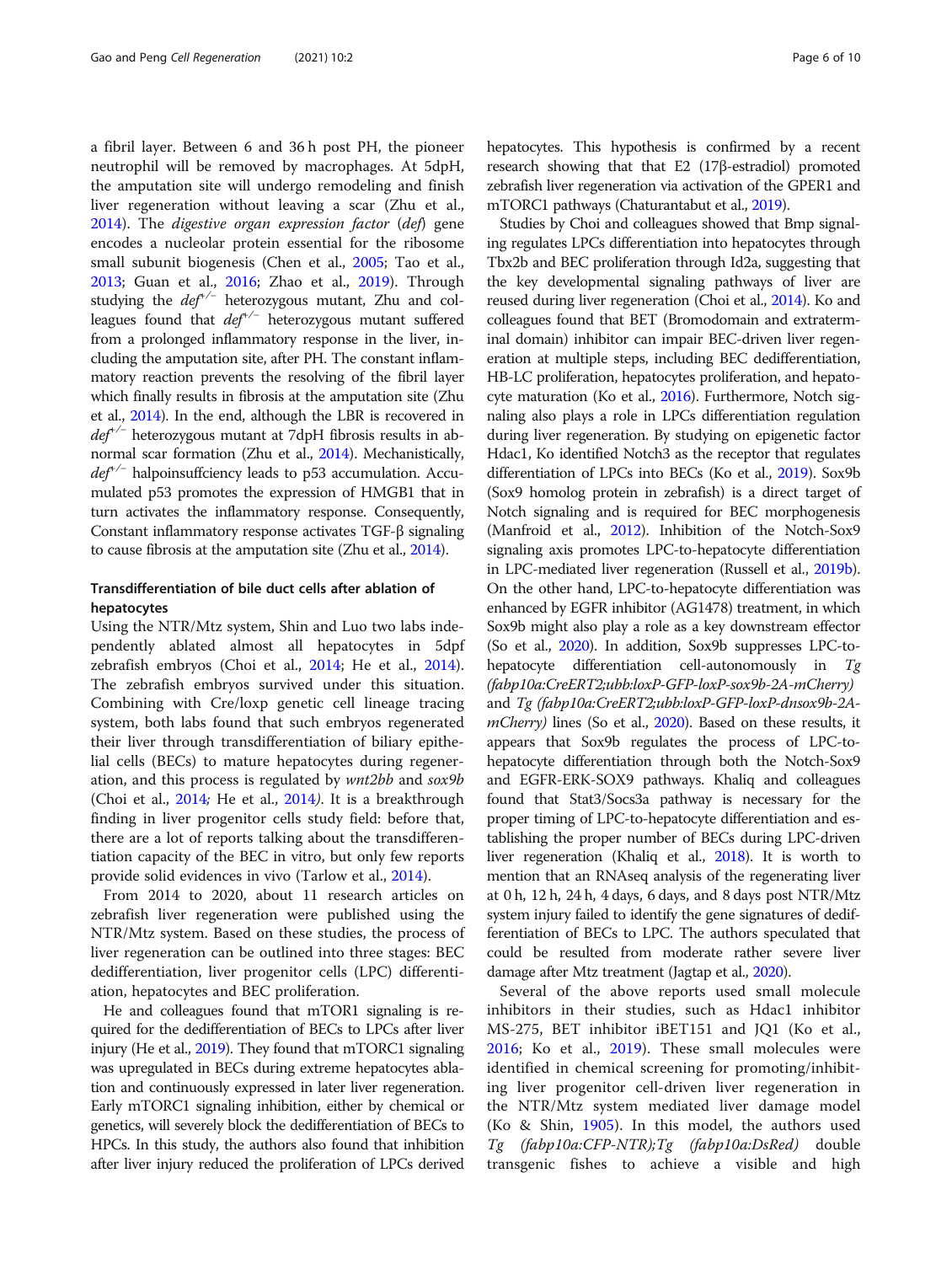a fibril layer. Between 6 and 36 h post PH, the pioneer neutrophil will be removed by macrophages. At 5dpH, the amputation site will undergo remodeling and finish liver regeneration without leaving a scar (Zhu et al., 2014). The *digestive organ expression factor* (*def*) gene encodes a nucleolar protein essential for the ribosome small subunit biogenesis (Chen et al., 2005; Tao et al., 2013; Guan et al., 2016; Zhao et al., 2019). Through studying the $def^{+/-}$ heterozygous mutant, Zhu and colleagues found that $def^{+/-}$ heterozygous mutant suffered from a prolonged inflammatory response in the liver, including the amputation site, after PH. The constant inflammatory reaction prevents the resolving of the fibril layer which finally results in fibrosis at the amputation site (Zhu et al., 2014). In the end, although the LBR is recovered in $def^{+/-}$ heterozygous mutant at 7dpH fibrosis results in abnormal scar formation (Zhu et al., 2014). Mechanistically, $def^{+/-}$ halpoinsuffciency leads to p53 accumulation. Accumulated p53 promotes the expression of HMGB1 that in turn activates the inflammatory response. Consequently, Constant inflammatory response activates TGF-β signaling to cause fibrosis at the amputation site (Zhu et al., 2014).

## Transdifferentiation of bile duct cells after ablation of hepatocytes

Using the NTR/Mtz system, Shin and Luo two labs independently ablated almost all hepatocytes in 5dpf zebrafish embryos (Choi et al., 2014; He et al., 2014). The zebrafish embryos survived under this situation. Combining with Cre/loxp genetic cell lineage tracing system, both labs found that such embryos regenerated their liver through transdifferentiation of biliary epithelial cells (BECs) to mature hepatocytes during regeneration, and this process is regulated by *wnt2bb* and *sox9b* (Choi et al., 2014; He et al., 2014). It is a breakthrough finding in liver progenitor cells study field: before that, there are a lot of reports talking about the transdifferentiation capacity of the BEC in vitro, but only few reports provide solid evidences in vivo (Tarlow et al., 2014).

From 2014 to 2020, about 11 research articles on zebrafish liver regeneration were published using the NTR/Mtz system. Based on these studies, the process of liver regeneration can be outlined into three stages: BEC dedifferentiation, liver progenitor cells (LPC) differentiation, hepatocytes and BEC proliferation.

He and colleagues found that mTOR1 signaling is required for the dedifferentiation of BECs to LPCs after liver injury (He et al., 2019). They found that mTORC1 signaling was upregulated in BECs during extreme hepatocytes ablation and continuously expressed in later liver regeneration. Early mTORC1 signaling inhibition, either by chemical or genetics, will severely block the dedifferentiation of BECs to HPCs. In this study, the authors also found that inhibition after liver injury reduced the proliferation of LPCs derived hepatocytes. This hypothesis is confirmed by a recent research showing that that E2 (17β-estradiol) promoted zebrafish liver regeneration via activation of the GPER1 and mTORC1 pathways (Chaturantabut et al., 2019).

Studies by Choi and colleagues showed that Bmp signaling regulates LPCs differentiation into hepatocytes through Tbx2b and BEC proliferation through Id2a, suggesting that the key developmental signaling pathways of liver are reused during liver regeneration (Choi et al., 2014). Ko and colleagues found that BET (Bromodomain and extraterminal domain) inhibitor can impair BEC-driven liver regeneration at multiple steps, including BEC dedifferentiation, HB-LC proliferation, hepatocytes proliferation, and hepatocyte maturation (Ko et al., 2016). Furthermore, Notch signaling also plays a role in LPCs differentiation regulation during liver regeneration. By studying on epigenetic factor Hdac1, Ko identified Notch3 as the receptor that regulates differentiation of LPCs into BECs (Ko et al., 2019). Sox9b (Sox9 homolog protein in zebrafish) is a direct target of Notch signaling and is required for BEC morphogenesis (Manfroid et al., 2012). Inhibition of the Notch-Sox9 signaling axis promotes LPC-to-hepatocyte differentiation in LPC-mediated liver regeneration (Russell et al., 2019b). On the other hand, LPC-to-hepatocyte differentiation was enhanced by EGFR inhibitor (AG1478) treatment, in which Sox9b might also play a role as a key downstream effector (So et al., 2020). In addition, Sox9b suppresses LPC-to-hepatocyte differentiation cell-autonomously in *Tg (fabp10a:CreERT2;ubb:loxP-GFP-loxP-sox9b-2A-mCherry)* and *Tg (fabp10a:CreERT2;ubb:loxP-GFP-loxP-dnsox9b-2A-mCherry)* lines (So et al., 2020). Based on these results, it appears that Sox9b regulates the process of LPC-to-hepatocyte differentiation through both the Notch-Sox9 and EGFR-ERK-SOX9 pathways. Khaliq and colleagues found that Stat3/Socs3a pathway is necessary for the proper timing of LPC-to-hepatocyte differentiation and establishing the proper number of BECs during LPC-driven liver regeneration (Khaliq et al., 2018). It is worth to mention that an RNAseq analysis of the regenerating liver at 0 h, 12 h, 24 h, 4 days, 6 days, and 8 days post NTR/Mtz system injury failed to identify the gene signatures of dedifferentiation of BECs to LPC. The authors speculated that could be resulted from moderate rather severe liver damage after Mtz treatment (Jagtap et al., 2020).

Several of the above reports used small molecule inhibitors in their studies, such as Hdac1 inhibitor MS-275, BET inhibitor iBET151 and JQ1 (Ko et al., 2016; Ko et al., 2019). These small molecules were identified in chemical screening for promoting/inhibiting liver progenitor cell-driven liver regeneration in the NTR/Mtz system mediated liver damage model (Ko & Shin, 1905). In this model, the authors used *Tg (fabp10a:CFP-NTR);Tg (fabp10a:DsRed)* double transgenic fishes to achieve a visible and high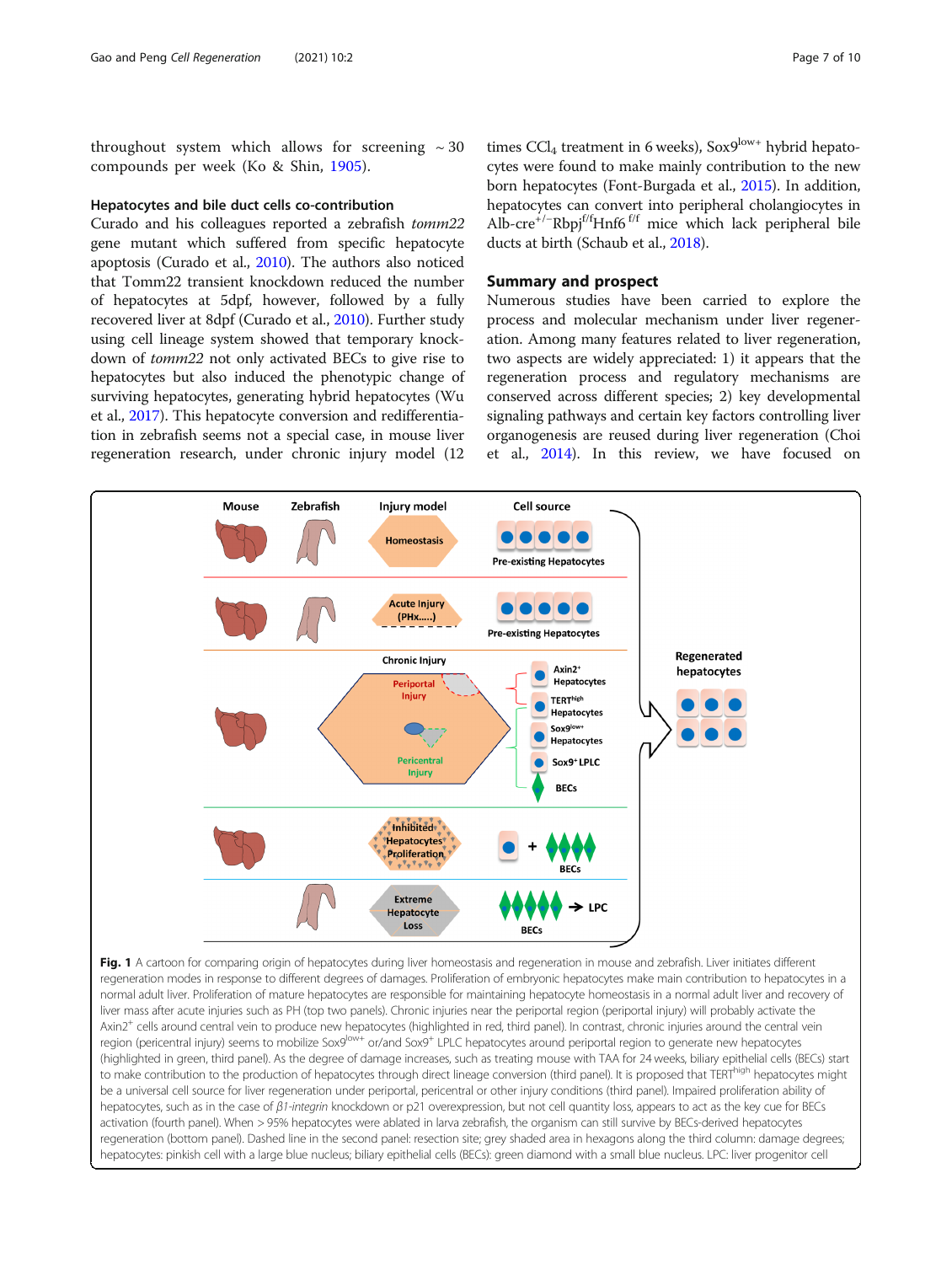throughout system which allows for screening ~ 30 compounds per week (Ko & Shin, 1905).

### Hepatocytes and bile duct cells co-contribution

Curado and his colleagues reported a zebrafish *tomm22* gene mutant which suffered from specific hepatocyte apoptosis (Curado et al., 2010). The authors also noticed that Tomm22 transient knockdown reduced the number of hepatocytes at 5dpf, however, followed by a fully recovered liver at 8dpf (Curado et al., 2010). Further study using cell lineage system showed that temporary knockdown of *tomm22* not only activated BECs to give rise to hepatocytes but also induced the phenotypic change of surviving hepatocytes, generating hybrid hepatocytes (Wu et al., 2017). This hepatocyte conversion and redifferentiation in zebrafish seems not a special case, in mouse liver regeneration research, under chronic injury model (12 times $CCl_4$ treatment in 6 weeks), $Sox9^{low+}$ hybrid hepatocytes were found to make mainly contribution to the new born hepatocytes (Font-Burgada et al., 2015). In addition, hepatocytes can convert into peripheral cholangiocytes in $Alb\text{-}cre^{+/-}Rbpj^{f/f}Hnf6^{f/f}$ mice which lack peripheral bile ducts at birth (Schaub et al., 2018).

## Summary and prospect

Numerous studies have been carried to explore the process and molecular mechanism under liver regeneration. Among many features related to liver regeneration, two aspects are widely appreciated: 1) it appears that the regeneration process and regulatory mechanisms are conserved across different species; 2) key developmental signaling pathways and certain key factors controlling liver organogenesis are reused during liver regeneration (Choi et al., 2014). In this review, we have focused on

**Fig. 1** A cartoon for comparing origin of hepatocytes during liver homeostasis and regeneration in mouse and zebrafish. Liver initiates different regeneration modes in response to different degrees of damages. Proliferation of embryonic hepatocytes make main contribution to hepatocytes in a normal adult liver. Proliferation of mature hepatocytes are responsible for maintaining hepatocyte homeostasis in a normal adult liver and recovery of liver mass after acute injuries such as PH (top two panels). Chronic injuries near the periportal region (periportal injury) will probably activate the $Axin2^{+}$ cells around central vein to produce new hepatocytes (highlighted in red, third panel). In contrast, chronic injuries around the central vein region (pericentral injury) seems to mobilize $Sox9^{low+}$ or/and $Sox9^{+}$ LPLC hepatocytes around periportal region to generate new hepatocytes (highlighted in green, third panel). As the degree of damage increases, such as treating mouse with TAA for 24 weeks, biliary epithelial cells (BECs) start to make contribution to the production of hepatocytes through direct lineage conversion (third panel). It is proposed that $TERT^{high}$ hepatocytes might be a universal cell source for liver regeneration under periportal, pericentral or other injury conditions (third panel). Impaired proliferation ability of hepatocytes, such as in the case of *β1-integrin* knockdown or p21 overexpression, but not cell quantity loss, appears to act as the key cue for BECs activation (fourth panel). When > 95% hepatocytes were ablated in larva zebrafish, the organism can still survive by BECs-derived hepatocytes regeneration (bottom panel). Dashed line in the second panel: resection site; grey shaded area in hexagons along the third column: damage degrees; hepatocytes: pinkish cell with a large blue nucleus; biliary epithelial cells (BECs): green diamond with a small blue nucleus. LPC: liver progenitor cell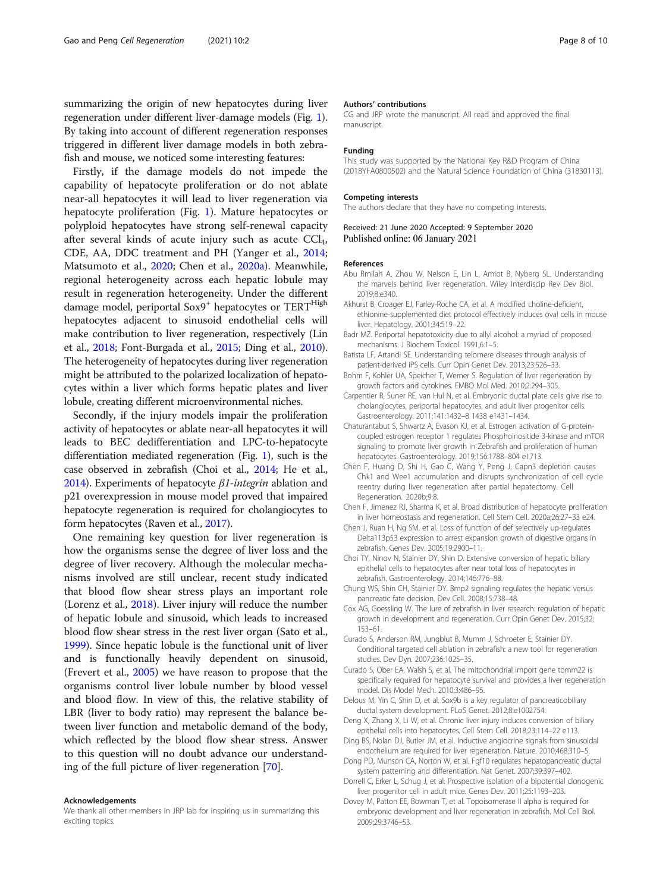summarizing the origin of new hepatocytes during liver regeneration under different liver-damage models (Fig. 1). By taking into account of different regeneration responses triggered in different liver damage models in both zebrafish and mouse, we noticed some interesting features:

Firstly, if the damage models do not impede the capability of hepatocyte proliferation or do not ablate near-all hepatocytes it will lead to liver regeneration via hepatocyte proliferation (Fig. 1). Mature hepatocytes or polyploid hepatocytes have strong self-renewal capacity after several kinds of acute injury such as acute $CCl_4$, CDE, AA, DDC treatment and PH (Yanger et al., 2014; Matsumoto et al., 2020; Chen et al., 2020a). Meanwhile, regional heterogeneity across each hepatic lobule may result in regeneration heterogeneity. Under the different damage model, periportal $Sox9^+$ hepatocytes or $TERT^{High}$ hepatocytes adjacent to sinusoid endothelial cells will make contribution to liver regeneration, respectively (Lin et al., 2018; Font-Burgada et al., 2015; Ding et al., 2010). The heterogeneity of hepatocytes during liver regeneration might be attributed to the polarized localization of hepatocytes within a liver which forms hepatic plates and liver lobule, creating different microenvironmental niches.

Secondly, if the injury models impair the proliferation activity of hepatocytes or ablate near-all hepatocytes it will leads to BEC dedifferentiation and LPC-to-hepatocyte differentiation mediated regeneration (Fig. 1), such is the case observed in zebrafish (Choi et al., 2014; He et al., 2014). Experiments of hepatocyte *β1-integrin* ablation and p21 overexpression in mouse model proved that impaired hepatocyte regeneration is required for cholangiocytes to form hepatocytes (Raven et al., 2017).

One remaining key question for liver regeneration is how the organisms sense the degree of liver loss and the degree of liver recovery. Although the molecular mechanisms involved are still unclear, recent study indicated that blood flow shear stress plays an important role (Lorenz et al., 2018). Liver injury will reduce the number of hepatic lobule and sinusoid, which leads to increased blood flow shear stress in the rest liver organ (Sato et al., 1999). Since hepatic lobule is the functional unit of liver and is functionally heavily dependent on sinusoid, (Frevert et al., 2005) we have reason to propose that the organisms control liver lobule number by blood vessel and blood flow. In view of this, the relative stability of LBR (liver to body ratio) may represent the balance between liver function and metabolic demand of the body, which reflected by the blood flow shear stress. Answer to this question will no doubt advance our understanding of the full picture of liver regeneration [70].

#### Acknowledgements

We thank all other members in JRP lab for inspiring us in summarizing this exciting topics.

#### Authors' contributions

CG and JRP wrote the manuscript. All read and approved the final manuscript.

#### Funding

This study was supported by the National Key R&D Program of China (2018YFA0800502) and the Natural Science Foundation of China (31830113).

#### Competing interests

The authors declare that they have no competing interests.

Received: 21 June 2020 Accepted: 9 September 2020
Published online: 06 January 2021

#### References

- Abu Rmilah A, Zhou W, Nelson E, Lin L, Amiot B, Nyberg SL. Understanding the marvels behind liver regeneration. Wiley Interdiscip Rev Dev Biol. 2019;8:e340.
- Akhurst B, Croager EJ, Farley-Roche CA, et al. A modified choline-deficient, ethionine-supplemented diet protocol effectively induces oval cells in mouse liver. Hepatology. 2001;34:519–22.
- Badr MZ. Periportal hepatotoxicity due to allyl alcohol: a myriad of proposed mechanisms. J Biochem Toxicol. 1991;6:1–5.
- Batista LF, Artandi SE. Understanding telomere diseases through analysis of patient-derived iPS cells. Curr Opin Genet Dev. 2013;23:526–33.
- Bohm F, Kohler UA, Speicher T, Werner S. Regulation of liver regeneration by growth factors and cytokines. EMBO Mol Med. 2010;2:294–305.
- Carpentier R, Suner RE, van Hul N, et al. Embryonic ductal plate cells give rise to cholangiocytes, periportal hepatocytes, and adult liver progenitor cells. Gastroenterology. 2011;141:1432–8 1438 e1431–1434.
- Chaturantabut S, Shwartz A, Evason KJ, et al. Estrogen activation of G-protein-coupled estrogen receptor 1 regulates Phosphoinositide 3-kinase and mTOR signaling to promote liver growth in Zebrafish and proliferation of human hepatocytes. Gastroenterology. 2019;156:1788–804 e1713.
- Chen F, Huang D, Shi H, Gao C, Wang Y, Peng J. Capn3 depletion causes Chk1 and Wee1 accumulation and disrupts synchronization of cell cycle reentry during liver regeneration after partial hepatectomy. Cell Regeneration. 2020b;9:8.
- Chen F, Jimenez RJ, Sharma K, et al. Broad distribution of hepatocyte proliferation in liver homeostasis and regeneration. Cell Stem Cell. 2020a;26:27–33 e24.
- Chen J, Ruan H, Ng SM, et al. Loss of function of def selectively up-regulates Delta113p53 expression to arrest expansion growth of digestive organs in zebrafish. Genes Dev. 2005;19:2900–11.
- Choi TY, Ninov N, Stainier DY, Shin D. Extensive conversion of hepatic biliary epithelial cells to hepatocytes after near total loss of hepatocytes in zebrafish. Gastroenterology. 2014;146:776–88.
- Chung WS, Shin CH, Stainier DY. Bmp2 signaling regulates the hepatic versus pancreatic fate decision. Dev Cell. 2008;15:738–48.
- Cox AG, Goessling W. The lure of zebrafish in liver research: regulation of hepatic growth in development and regeneration. Curr Opin Genet Dev. 2015;32:153–61.
- Curado S, Anderson RM, Jungblut B, Mumm J, Schroeter E, Stainier DY. Conditional targeted cell ablation in zebrafish: a new tool for regeneration studies. Dev Dyn. 2007;236:1025–35.
- Curado S, Ober EA, Walsh S, et al. The mitochondrial import gene tomm22 is specifically required for hepatocyte survival and provides a liver regeneration model. Dis Model Mech. 2010;3:486–95.
- Delous M, Yin C, Shin D, et al. Sox9b is a key regulator of pancreaticobiliary ductal system development. PLoS Genet. 2012;8:e1002754.
- Deng X, Zhang X, Li W, et al. Chronic liver injury induces conversion of biliary epithelial cells into hepatocytes. Cell Stem Cell. 2018;23:114–22 e113.
- Ding BS, Nolan DJ, Butler JM, et al. Inductive angiocrine signals from sinusoidal endothelium are required for liver regeneration. Nature. 2010;468:310–5.
- Dong PD, Munson CA, Norton W, et al. Fgf10 regulates hepatopancreatic ductal system patterning and differentiation. Nat Genet. 2007;39:397–402.
- Dorrell C, Erker L, Schug J, et al. Prospective isolation of a bipotential clonogenic liver progenitor cell in adult mice. Genes Dev. 2011;25:1193–203.
- Dovey M, Patton EE, Bowman T, et al. Topoisomerase II alpha is required for embryonic development and liver regeneration in zebrafish. Mol Cell Biol. 2009;29:3746–53.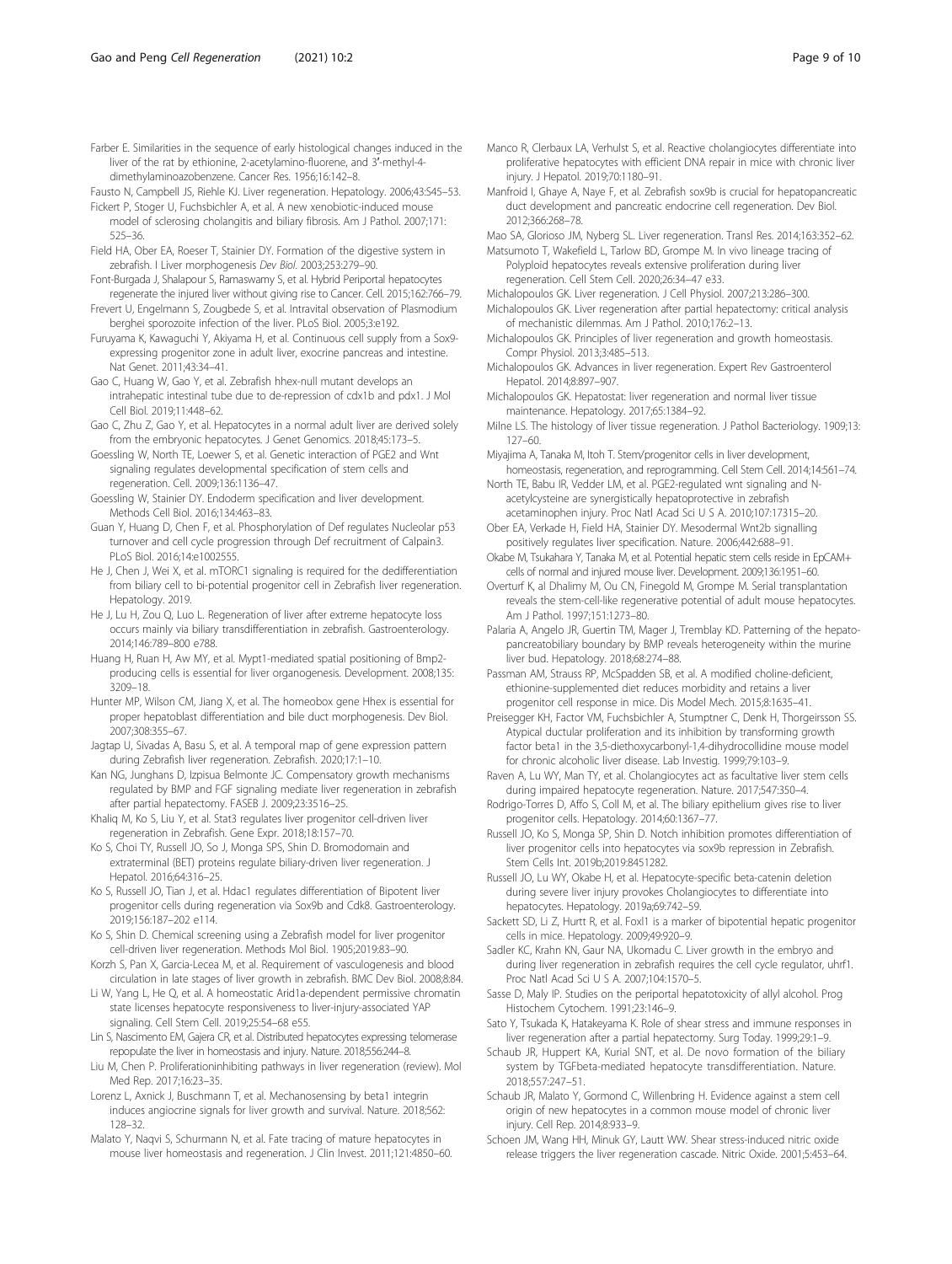Farber E. Similarities in the sequence of early histological changes induced in the liver of the rat by ethionine, 2-acetylamino-fluorene, and 3′-methyl-4-dimethylaminoazobenzene. Cancer Res. 1956;16:142–8.

Fausto N, Campbell JS, Riehle KJ. Liver regeneration. Hepatology. 2006;43:S45–53.

Fickert P, Stoger U, Fuchsbichler A, et al. A new xenobiotic-induced mouse model of sclerosing cholangitis and biliary fibrosis. Am J Pathol. 2007;171:525–36.

Field HA, Ober EA, Roeser T, Stainier DY. Formation of the digestive system in zebrafish. I Liver morphogenesis *Dev Biol*. 2003;253:279–90.

Font-Burgada J, Shalapour S, Ramaswamy S, et al. Hybrid Periportal hepatocytes regenerate the injured liver without giving rise to Cancer. Cell. 2015;162:766–79.

Frevert U, Engelmann S, Zougbede S, et al. Intravital observation of Plasmodium berghei sporozoite infection of the liver. PLoS Biol. 2005;3:e192.

Furuyama K, Kawaguchi Y, Akiyama H, et al. Continuous cell supply from a Sox9-expressing progenitor zone in adult liver, exocrine pancreas and intestine. Nat Genet. 2011;43:34–41.

Gao C, Huang W, Gao Y, et al. Zebrafish hhex-null mutant develops an intrahepatic intestinal tube due to de-repression of cdx1b and pdx1. J Mol Cell Biol. 2019;11:448–62.

Gao C, Zhu Z, Gao Y, et al. Hepatocytes in a normal adult liver are derived solely from the embryonic hepatocytes. J Genet Genomics. 2018;45:173–5.

Goessling W, North TE, Loewer S, et al. Genetic interaction of PGE2 and Wnt signaling regulates developmental specification of stem cells and regeneration. Cell. 2009;136:1136–47.

Goessling W, Stainier DY. Endoderm specification and liver development. Methods Cell Biol. 2016;134:463–83.

Guan Y, Huang D, Chen F, et al. Phosphorylation of Def regulates Nucleolar p53 turnover and cell cycle progression through Def recruitment of Calpain3. PLoS Biol. 2016;14:e1002555.

He J, Chen J, Wei X, et al. mTORC1 signaling is required for the dedifferentiation from biliary cell to bi-potential progenitor cell in Zebrafish liver regeneration. Hepatology. 2019.

He J, Lu H, Zou Q, Luo L. Regeneration of liver after extreme hepatocyte loss occurs mainly via biliary transdifferentiation in zebrafish. Gastroenterology. 2014;146:789–800 e788.

Huang H, Ruan H, Aw MY, et al. Mypt1-mediated spatial positioning of Bmp2-producing cells is essential for liver organogenesis. Development. 2008;135:3209–18.

Hunter MP, Wilson CM, Jiang X, et al. The homeobox gene Hhex is essential for proper hepatoblast differentiation and bile duct morphogenesis. Dev Biol. 2007;308:355–67.

Jagtap U, Sivadas A, Basu S, et al. A temporal map of gene expression pattern during Zebrafish liver regeneration. Zebrafish. 2020;17:1–10.

Kan NG, Junghans D, Izpisua Belmonte JC. Compensatory growth mechanisms regulated by BMP and FGF signaling mediate liver regeneration in zebrafish after partial hepatectomy. FASEB J. 2009;23:3516–25.

Khaliq M, Ko S, Liu Y, et al. Stat3 regulates liver progenitor cell-driven liver regeneration in Zebrafish. Gene Expr. 2018;18:157–70.

Ko S, Choi TY, Russell JO, So J, Monga SPS, Shin D. Bromodomain and extraterminal (BET) proteins regulate biliary-driven liver regeneration. J Hepatol. 2016;64:316–25.

Ko S, Russell JO, Tian J, et al. Hdac1 regulates differentiation of Bipotent liver progenitor cells during regeneration via Sox9b and Cdk8. Gastroenterology. 2019;156:187–202 e114.

Ko S, Shin D. Chemical screening using a Zebrafish model for liver progenitor cell-driven liver regeneration. Methods Mol Biol. 1905;2019:83–90.

Korzh S, Pan X, Garcia-Lecea M, et al. Requirement of vasculogenesis and blood circulation in late stages of liver growth in zebrafish. BMC Dev Biol. 2008;8:84.

Li W, Yang L, He Q, et al. A homeostatic Arid1a-dependent permissive chromatin state licenses hepatocyte responsiveness to liver-injury-associated YAP signaling. Cell Stem Cell. 2019;25:54–68 e55.

Lin S, Nascimento EM, Gajera CR, et al. Distributed hepatocytes expressing telomerase repopulate the liver in homeostasis and injury. Nature. 2018;556:244–8.

Liu M, Chen P. Proliferationinhibiting pathways in liver regeneration (review). Mol Med Rep. 2017;16:23–35.

Lorenz L, Axnick J, Buschmann T, et al. Mechanosensing by beta1 integrin induces angiocrine signals for liver growth and survival. Nature. 2018;562:128–32.

Malato Y, Naqvi S, Schurmann N, et al. Fate tracing of mature hepatocytes in mouse liver homeostasis and regeneration. J Clin Invest. 2011;121:4850–60.

Manco R, Clerbaux LA, Verhulst S, et al. Reactive cholangiocytes differentiate into proliferative hepatocytes with efficient DNA repair in mice with chronic liver injury. J Hepatol. 2019;70:1180–91.

Manfroid I, Ghaye A, Naye F, et al. Zebrafish sox9b is crucial for hepatopancreatic duct development and pancreatic endocrine cell regeneration. Dev Biol. 2012;366:268–78.

Mao SA, Glorioso JM, Nyberg SL. Liver regeneration. Transl Res. 2014;163:352–62.

Matsumoto T, Wakefield L, Tarlow BD, Grompe M. In vivo lineage tracing of Polyploid hepatocytes reveals extensive proliferation during liver regeneration. Cell Stem Cell. 2020;26:34–47 e33.

Michalopoulos GK. Liver regeneration. J Cell Physiol. 2007;213:286–300.

Michalopoulos GK. Liver regeneration after partial hepatectomy: critical analysis of mechanistic dilemmas. Am J Pathol. 2010;176:2–13.

Michalopoulos GK. Principles of liver regeneration and growth homeostasis. Compr Physiol. 2013;3:485–513.

Michalopoulos GK. Advances in liver regeneration. Expert Rev Gastroenterol Hepatol. 2014;8:897–907.

Michalopoulos GK. Hepatostat: liver regeneration and normal liver tissue maintenance. Hepatology. 2017;65:1384–92.

Milne LS. The histology of liver tissue regeneration. J Pathol Bacteriology. 1909;13:127–60.

Miyajima A, Tanaka M, Itoh T. Stem/progenitor cells in liver development, homeostasis, regeneration, and reprogramming. Cell Stem Cell. 2014;14:561–74.

North TE, Babu IR, Vedder LM, et al. PGE2-regulated wnt signaling and N-acetylcysteine are synergistically hepatoprotective in zebrafish acetaminophen injury. Proc Natl Acad Sci U S A. 2010;107:17315–20.

Ober EA, Verkade H, Field HA, Stainier DY. Mesodermal Wnt2b signalling positively regulates liver specification. Nature. 2006;442:688–91.

Okabe M, Tsukahara Y, Tanaka M, et al. Potential hepatic stem cells reside in EpCAM+ cells of normal and injured mouse liver. Development. 2009;136:1951–60.

Overturf K, al Dhalimy M, Ou CN, Finegold M, Grompe M. Serial transplantation reveals the stem-cell-like regenerative potential of adult mouse hepatocytes. Am J Pathol. 1997;151:1273–80.

Palaria A, Angelo JR, Guertin TM, Mager J, Tremblay KD. Patterning of the hepato-pancreatobiliary boundary by BMP reveals heterogeneity within the murine liver bud. Hepatology. 2018;68:274–88.

Passman AM, Strauss RP, McSpadden SB, et al. A modified choline-deficient, ethionine-supplemented diet reduces morbidity and retains a liver progenitor cell response in mice. Dis Model Mech. 2015;8:1635–41.

Preisegger KH, Factor VM, Fuchsbichler A, Stumptner C, Denk H, Thorgeirsson SS. Atypical ductular proliferation and its inhibition by transforming growth factor beta1 in the 3,5-diethoxycarbonyl-1,4-dihydrocollidine mouse model for chronic alcoholic liver disease. Lab Investig. 1999;79:103–9.

Raven A, Lu WY, Man TY, et al. Cholangiocytes act as facultative liver stem cells during impaired hepatocyte regeneration. Nature. 2017;547:350–4.

Rodrigo-Torres D, Affo S, Coll M, et al. The biliary epithelium gives rise to liver progenitor cells. Hepatology. 2014;60:1367–77.

Russell JO, Ko S, Monga SP, Shin D. Notch inhibition promotes differentiation of liver progenitor cells into hepatocytes via sox9b repression in Zebrafish. Stem Cells Int. 2019b;2019:8451282.

Russell JO, Lu WY, Okabe H, et al. Hepatocyte-specific beta-catenin deletion during severe liver injury provokes Cholangiocytes to differentiate into hepatocytes. Hepatology. 2019a;69:742–59.

Sackett SD, Li Z, Hurtt R, et al. Foxl1 is a marker of bipotential hepatic progenitor cells in mice. Hepatology. 2009;49:920–9.

Sadler KC, Krahn KN, Gaur NA, Ukomadu C. Liver growth in the embryo and during liver regeneration in zebrafish requires the cell cycle regulator, uhrf1. Proc Natl Acad Sci U S A. 2007;104:1570–5.

Sasse D, Maly IP. Studies on the periportal hepatotoxicity of allyl alcohol. Prog Histochem Cytochem. 1991;23:146–9.

Sato Y, Tsukada K, Hatakeyama K. Role of shear stress and immune responses in liver regeneration after a partial hepatectomy. Surg Today. 1999;29:1–9.

Schaub JR, Huppert KA, Kurial SNT, et al. De novo formation of the biliary system by TGFbeta-mediated hepatocyte transdifferentiation. Nature. 2018;557:247–51.

Schaub JR, Malato Y, Gormond C, Willenbring H. Evidence against a stem cell origin of new hepatocytes in a common mouse model of chronic liver injury. Cell Rep. 2014;8:933–9.

Schoen JM, Wang HH, Minuk GY, Lautt WW. Shear stress-induced nitric oxide release triggers the liver regeneration cascade. Nitric Oxide. 2001;5:453–64.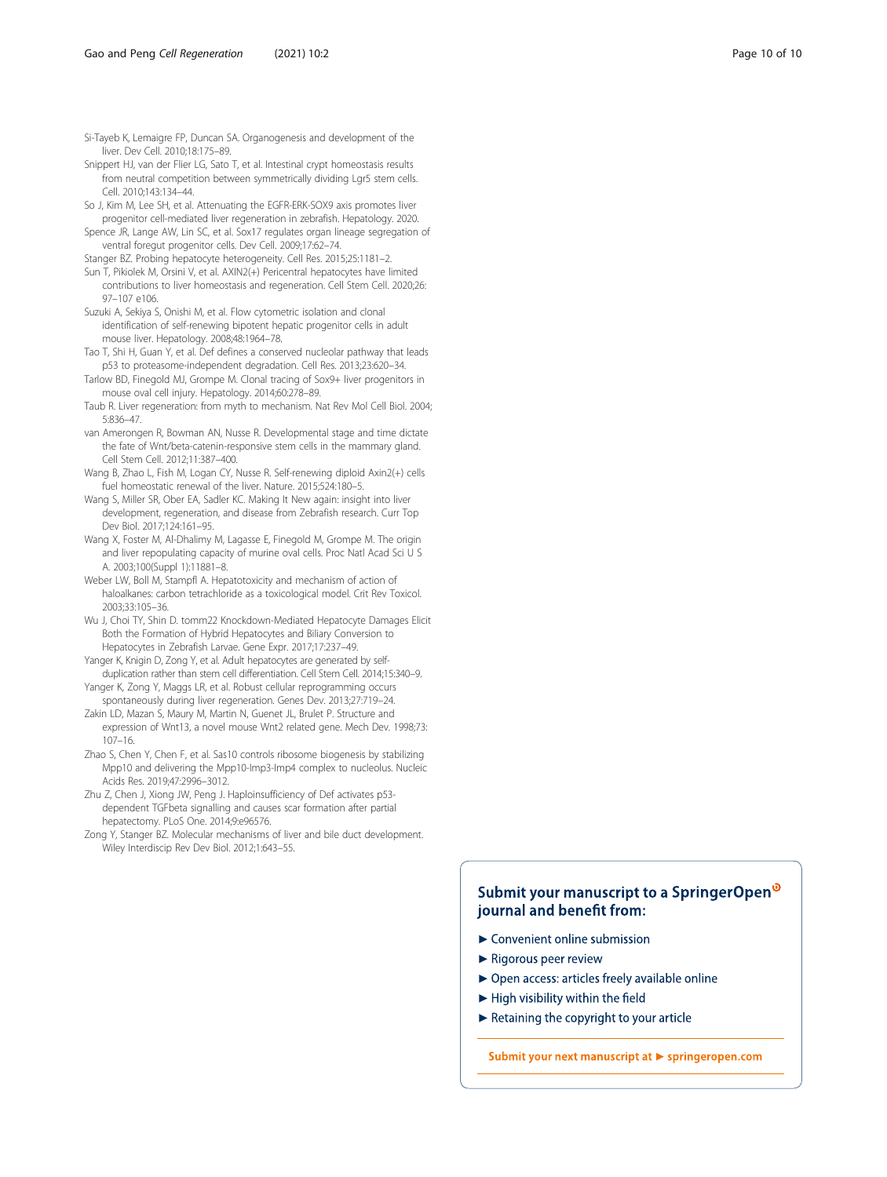Si-Tayeb K, Lemaigre FP, Duncan SA. Organogenesis and development of the liver. Dev Cell. 2010;18:175–89.

Snippert HJ, van der Flier LG, Sato T, et al. Intestinal crypt homeostasis results from neutral competition between symmetrically dividing Lgr5 stem cells. Cell. 2010;143:134–44.

So J, Kim M, Lee SH, et al. Attenuating the EGFR-ERK-SOX9 axis promotes liver progenitor cell-mediated liver regeneration in zebrafish. Hepatology. 2020.

Spence JR, Lange AW, Lin SC, et al. Sox17 regulates organ lineage segregation of ventral foregut progenitor cells. Dev Cell. 2009;17:62–74.

Stanger BZ. Probing hepatocyte heterogeneity. Cell Res. 2015;25:1181–2.

Sun T, Pikiolek M, Orsini V, et al. AXIN2(+) Pericentral hepatocytes have limited contributions to liver homeostasis and regeneration. Cell Stem Cell. 2020;26:97–107 e106.

Suzuki A, Sekiya S, Onishi M, et al. Flow cytometric isolation and clonal identification of self-renewing bipotent hepatic progenitor cells in adult mouse liver. Hepatology. 2008;48:1964–78.

Tao T, Shi H, Guan Y, et al. Def defines a conserved nucleolar pathway that leads p53 to proteasome-independent degradation. Cell Res. 2013;23:620–34.

Tarlow BD, Finegold MJ, Grompe M. Clonal tracing of Sox9+ liver progenitors in mouse oval cell injury. Hepatology. 2014;60:278–89.

Taub R. Liver regeneration: from myth to mechanism. Nat Rev Mol Cell Biol. 2004;5:836–47.

van Amerongen R, Bowman AN, Nusse R. Developmental stage and time dictate the fate of Wnt/beta-catenin-responsive stem cells in the mammary gland. Cell Stem Cell. 2012;11:387–400.

Wang B, Zhao L, Fish M, Logan CY, Nusse R. Self-renewing diploid Axin2(+) cells fuel homeostatic renewal of the liver. Nature. 2015;524:180–5.

Wang S, Miller SR, Ober EA, Sadler KC. Making It New again: insight into liver development, regeneration, and disease from Zebrafish research. Curr Top Dev Biol. 2017;124:161–95.

Wang X, Foster M, Al-Dhalimy M, Lagasse E, Finegold M, Grompe M. The origin and liver repopulating capacity of murine oval cells. Proc Natl Acad Sci U S A. 2003;100(Suppl 1):11881–8.

Weber LW, Boll M, Stampfl A. Hepatotoxicity and mechanism of action of haloalkanes: carbon tetrachloride as a toxicological model. Crit Rev Toxicol. 2003;33:105–36.

Wu J, Choi TY, Shin D. tomm22 Knockdown-Mediated Hepatocyte Damages Elicit Both the Formation of Hybrid Hepatocytes and Biliary Conversion to Hepatocytes in Zebrafish Larvae. Gene Expr. 2017;17:237–49.

Yanger K, Knigin D, Zong Y, et al. Adult hepatocytes are generated by self-duplication rather than stem cell differentiation. Cell Stem Cell. 2014;15:340–9.

Yanger K, Zong Y, Maggs LR, et al. Robust cellular reprogramming occurs spontaneously during liver regeneration. Genes Dev. 2013;27:719–24.

Zakin LD, Mazan S, Maury M, Martin N, Guenet JL, Brulet P. Structure and expression of Wnt13, a novel mouse Wnt2 related gene. Mech Dev. 1998;73:107–16.

Zhao S, Chen Y, Chen F, et al. Sas10 controls ribosome biogenesis by stabilizing Mpp10 and delivering the Mpp10-Imp3-Imp4 complex to nucleolus. Nucleic Acids Res. 2019;47:2996–3012.

Zhu Z, Chen J, Xiong JW, Peng J. Haploinsufficiency of Def activates p53-dependent TGFbeta signalling and causes scar formation after partial hepatectomy. PLoS One. 2014;9:e96576.

Zong Y, Stanger BZ. Molecular mechanisms of liver and bile duct development. Wiley Interdiscip Rev Dev Biol. 2012;1:643–55.

**Submit your manuscript to a SpringerOpen journal and benefit from:**

- ► Convenient online submission
- ► Rigorous peer review
- ► Open access: articles freely available online
- ► High visibility within the field
- ► Retaining the copyright to your article

**Submit your next manuscript at ► springeropen.com**